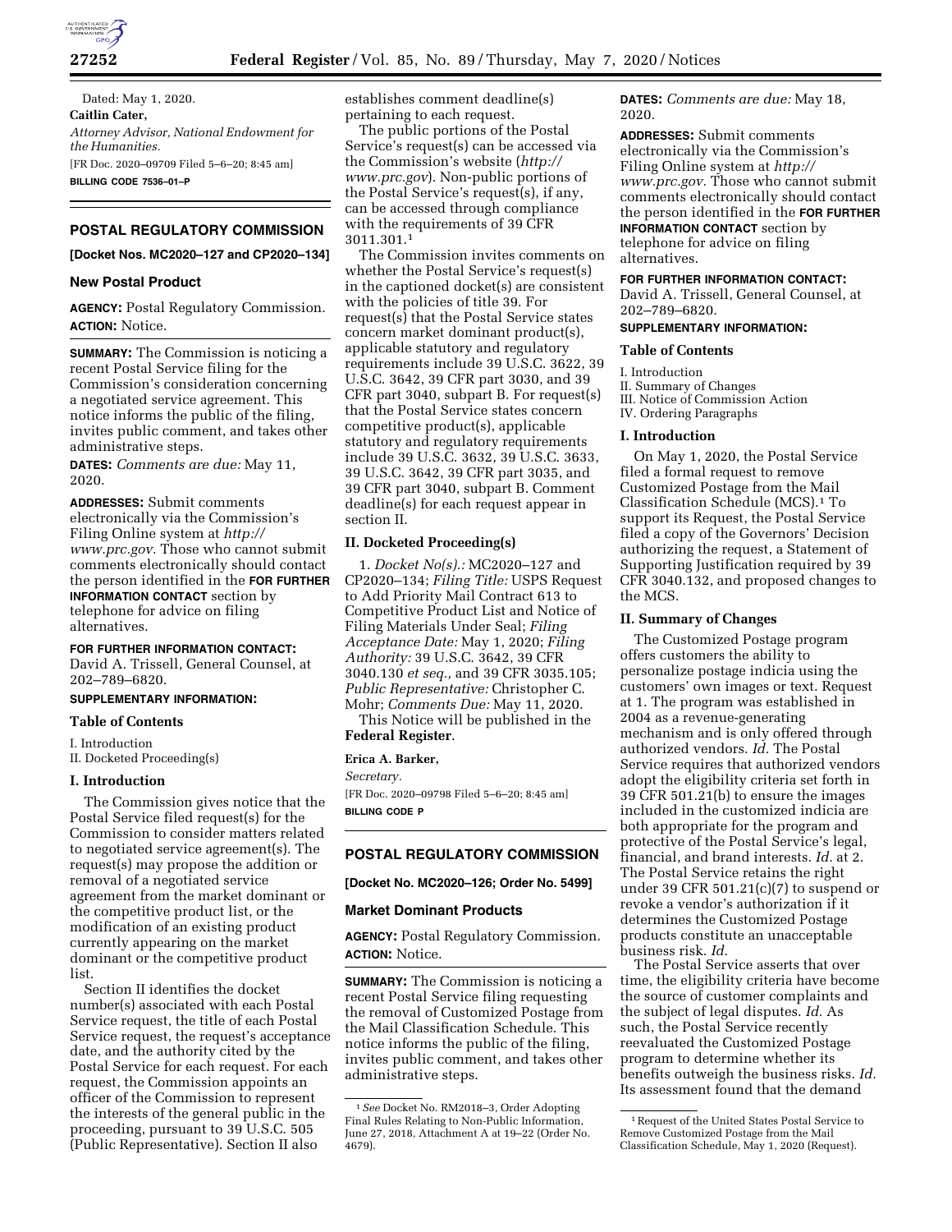Dated: May 1, 2020.

**Caitlin Cater,**

*Attorney Advisor, National Endowment for the Humanities.*

[FR Doc. 2020–09709 Filed 5–6–20; 8:45 am]

**BILLING CODE 7536–01–P**

## POSTAL REGULATORY COMMISSION

**[Docket Nos. MC2020–127 and CP2020–134]**

### New Postal Product

**AGENCY:** Postal Regulatory Commission.

**ACTION:** Notice.

**SUMMARY:** The Commission is noticing a recent Postal Service filing for the Commission's consideration concerning a negotiated service agreement. This notice informs the public of the filing, invites public comment, and takes other administrative steps.

**DATES:** *Comments are due:* May 11, 2020.

**ADDRESSES:** Submit comments electronically via the Commission's Filing Online system at *http://www.prc.gov.* Those who cannot submit comments electronically should contact the person identified in the **FOR FURTHER INFORMATION CONTACT** section by telephone for advice on filing alternatives.

**FOR FURTHER INFORMATION CONTACT:** David A. Trissell, General Counsel, at 202–789–6820.

**SUPPLEMENTARY INFORMATION:**

**Table of Contents**

I. Introduction
II. Docketed Proceeding(s)

### I. Introduction

The Commission gives notice that the Postal Service filed request(s) for the Commission to consider matters related to negotiated service agreement(s). The request(s) may propose the addition or removal of a negotiated service agreement from the market dominant or the competitive product list, or the modification of an existing product currently appearing on the market dominant or the competitive product list.

Section II identifies the docket number(s) associated with each Postal Service request, the title of each Postal Service request, the request's acceptance date, and the authority cited by the Postal Service for each request. For each request, the Commission appoints an officer of the Commission to represent the interests of the general public in the proceeding, pursuant to 39 U.S.C. 505 (Public Representative). Section II also establishes comment deadline(s) pertaining to each request.

The public portions of the Postal Service's request(s) can be accessed via the Commission's website (*http://www.prc.gov*). Non-public portions of the Postal Service's request(s), if any, can be accessed through compliance with the requirements of 39 CFR 3011.301.[1]

The Commission invites comments on whether the Postal Service's request(s) in the captioned docket(s) are consistent with the policies of title 39. For request(s) that the Postal Service states concern market dominant product(s), applicable statutory and regulatory requirements include 39 U.S.C. 3622, 39 U.S.C. 3642, 39 CFR part 3030, and 39 CFR part 3040, subpart B. For request(s) that the Postal Service states concern competitive product(s), applicable statutory and regulatory requirements include 39 U.S.C. 3632, 39 U.S.C. 3633, 39 U.S.C. 3642, 39 CFR part 3035, and 39 CFR part 3040, subpart B. Comment deadline(s) for each request appear in section II.

### II. Docketed Proceeding(s)

1. *Docket No(s).:* MC2020–127 and CP2020–134; *Filing Title:* USPS Request to Add Priority Mail Contract 613 to Competitive Product List and Notice of Filing Materials Under Seal; *Filing Acceptance Date:* May 1, 2020; *Filing Authority:* 39 U.S.C. 3642, 39 CFR 3040.130 *et seq.,* and 39 CFR 3035.105; *Public Representative:* Christopher C. Mohr; *Comments Due:* May 11, 2020.

This Notice will be published in the **Federal Register**.

**Erica A. Barker,**

*Secretary.*

[FR Doc. 2020–09798 Filed 5–6–20; 8:45 am]

**BILLING CODE P**

[1] *See* Docket No. RM2018–3, Order Adopting Final Rules Relating to Non-Public Information, June 27, 2018, Attachment A at 19–22 (Order No. 4679).

## POSTAL REGULATORY COMMISSION

**[Docket No. MC2020–126; Order No. 5499]**

### Market Dominant Products

**AGENCY:** Postal Regulatory Commission.

**ACTION:** Notice.

**SUMMARY:** The Commission is noticing a recent Postal Service filing requesting the removal of Customized Postage from the Mail Classification Schedule. This notice informs the public of the filing, invites public comment, and takes other administrative steps.

**DATES:** *Comments are due:* May 18, 2020.

**ADDRESSES:** Submit comments electronically via the Commission's Filing Online system at *http://www.prc.gov.* Those who cannot submit comments electronically should contact the person identified in the **FOR FURTHER INFORMATION CONTACT** section by telephone for advice on filing alternatives.

**FOR FURTHER INFORMATION CONTACT:** David A. Trissell, General Counsel, at 202–789–6820.

**SUPPLEMENTARY INFORMATION:**

**Table of Contents**

I. Introduction
II. Summary of Changes
III. Notice of Commission Action
IV. Ordering Paragraphs

### I. Introduction

On May 1, 2020, the Postal Service filed a formal request to remove Customized Postage from the Mail Classification Schedule (MCS).[1] To support its Request, the Postal Service filed a copy of the Governors' Decision authorizing the request, a Statement of Supporting Justification required by 39 CFR 3040.132, and proposed changes to the MCS.

### II. Summary of Changes

The Customized Postage program offers customers the ability to personalize postage indicia using the customers' own images or text. Request at 1. The program was established in 2004 as a revenue-generating mechanism and is only offered through authorized vendors. *Id.* The Postal Service requires that authorized vendors adopt the eligibility criteria set forth in 39 CFR 501.21(b) to ensure the images included in the customized indicia are both appropriate for the program and protective of the Postal Service's legal, financial, and brand interests. *Id.* at 2. The Postal Service retains the right under 39 CFR 501.21(c)(7) to suspend or revoke a vendor's authorization if it determines the Customized Postage products constitute an unacceptable business risk. *Id.*

The Postal Service asserts that over time, the eligibility criteria have become the source of customer complaints and the subject of legal disputes. *Id.* As such, the Postal Service recently reevaluated the Customized Postage program to determine whether its benefits outweigh the business risks. *Id.* Its assessment found that the demand

[1] Request of the United States Postal Service to Remove Customized Postage from the Mail Classification Schedule, May 1, 2020 (Request).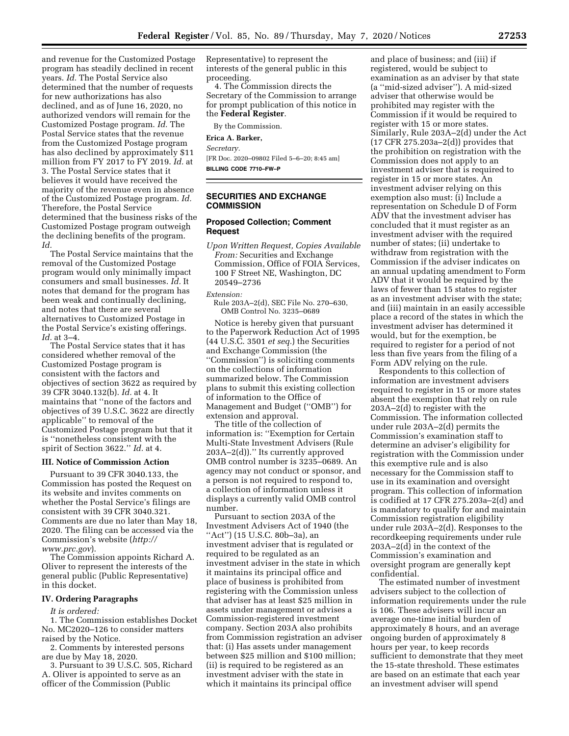and revenue for the Customized Postage program has steadily declined in recent years. *Id.* The Postal Service also determined that the number of requests for new authorizations has also declined, and as of June 16, 2020, no authorized vendors will remain for the Customized Postage program. *Id.* The Postal Service states that the revenue from the Customized Postage program has also declined by approximately $11 million from FY 2017 to FY 2019. *Id.* at 3. The Postal Service states that it believes it would have received the majority of the revenue even in absence of the Customized Postage program. *Id.* Therefore, the Postal Service determined that the business risks of the Customized Postage program outweigh the declining benefits of the program. *Id.*

The Postal Service maintains that the removal of the Customized Postage program would only minimally impact consumers and small businesses. *Id.* It notes that demand for the program has been weak and continually declining, and notes that there are several alternatives to Customized Postage in the Postal Service's existing offerings. *Id.* at 3–4.

The Postal Service states that it has considered whether removal of the Customized Postage program is consistent with the factors and objectives of section 3622 as required by 39 CFR 3040.132(b). *Id.* at 4. It maintains that ''none of the factors and objectives of 39 U.S.C. 3622 are directly applicable'' to removal of the Customized Postage program but that it is ''nonetheless consistent with the spirit of Section 3622.'' *Id.* at 4.

### III. Notice of Commission Action

Pursuant to 39 CFR 3040.133, the Commission has posted the Request on its website and invites comments on whether the Postal Service's filings are consistent with 39 CFR 3040.321. Comments are due no later than May 18, 2020. The filing can be accessed via the Commission's website (*http://www.prc.gov*).

The Commission appoints Richard A. Oliver to represent the interests of the general public (Public Representative) in this docket.

### IV. Ordering Paragraphs

*It is ordered:*

1. The Commission establishes Docket No. MC2020–126 to consider matters raised by the Notice.

2. Comments by interested persons are due by May 18, 2020.

3. Pursuant to 39 U.S.C. 505, Richard A. Oliver is appointed to serve as an officer of the Commission (Public Representative) to represent the interests of the general public in this proceeding.

4. The Commission directs the Secretary of the Commission to arrange for prompt publication of this notice in the **Federal Register**.

By the Commission.

**Erica A. Barker,**

*Secretary.*

[FR Doc. 2020–09802 Filed 5–6–20; 8:45 am]

**BILLING CODE 7710–FW–P**

---

## SECURITIES AND EXCHANGE COMMISSION

### Proposed Collection; Comment Request

*Upon Written Request, Copies Available From:* Securities and Exchange Commission, Office of FOIA Services, 100 F Street NE, Washington, DC 20549–2736

*Extension:*

Rule 203A–2(d), SEC File No. 270–630, OMB Control No. 3235–0689

Notice is hereby given that pursuant to the Paperwork Reduction Act of 1995 (44 U.S.C. 3501 *et seq.*) the Securities and Exchange Commission (the ''Commission'') is soliciting comments on the collections of information summarized below. The Commission plans to submit this existing collection of information to the Office of Management and Budget (''OMB'') for extension and approval.

The title of the collection of information is: ''Exemption for Certain Multi-State Investment Advisers (Rule 203A–2(d)).'' Its currently approved OMB control number is 3235–0689. An agency may not conduct or sponsor, and a person is not required to respond to, a collection of information unless it displays a currently valid OMB control number.

Pursuant to section 203A of the Investment Advisers Act of 1940 (the ''Act'') (15 U.S.C. 80b–3a), an investment adviser that is regulated or required to be regulated as an investment adviser in the state in which it maintains its principal office and place of business is prohibited from registering with the Commission unless that adviser has at least $25 million in assets under management or advises a Commission-registered investment company. Section 203A also prohibits from Commission registration an adviser that: (i) Has assets under management between $25 million and $100 million; (ii) is required to be registered as an investment adviser with the state in which it maintains its principal office and place of business; and (iii) if registered, would be subject to examination as an adviser by that state (a ''mid-sized adviser''). A mid-sized adviser that otherwise would be prohibited may register with the Commission if it would be required to register with 15 or more states. Similarly, Rule 203A–2(d) under the Act (17 CFR 275.203a–2(d)) provides that the prohibition on registration with the Commission does not apply to an investment adviser that is required to register in 15 or more states. An investment adviser relying on this exemption also must: (i) Include a representation on Schedule D of Form ADV that the investment adviser has concluded that it must register as an investment adviser with the required number of states; (ii) undertake to withdraw from registration with the Commission if the adviser indicates on an annual updating amendment to Form ADV that it would be required by the laws of fewer than 15 states to register as an investment adviser with the state; and (iii) maintain in an easily accessible place a record of the states in which the investment adviser has determined it would, but for the exemption, be required to register for a period of not less than five years from the filing of a Form ADV relying on the rule.

Respondents to this collection of information are investment advisers required to register in 15 or more states absent the exemption that rely on rule 203A–2(d) to register with the Commission. The information collected under rule 203A–2(d) permits the Commission's examination staff to determine an adviser's eligibility for registration with the Commission under this exemptive rule and is also necessary for the Commission staff to use in its examination and oversight program. This collection of information is codified at 17 CFR 275.203a–2(d) and is mandatory to qualify for and maintain Commission registration eligibility under rule 203A–2(d). Responses to the recordkeeping requirements under rule 203A–2(d) in the context of the Commission's examination and oversight program are generally kept confidential.

The estimated number of investment advisers subject to the collection of information requirements under the rule is 106. These advisers will incur an average one-time initial burden of approximately 8 hours, and an average ongoing burden of approximately 8 hours per year, to keep records sufficient to demonstrate that they meet the 15-state threshold. These estimates are based on an estimate that each year an investment adviser will spend